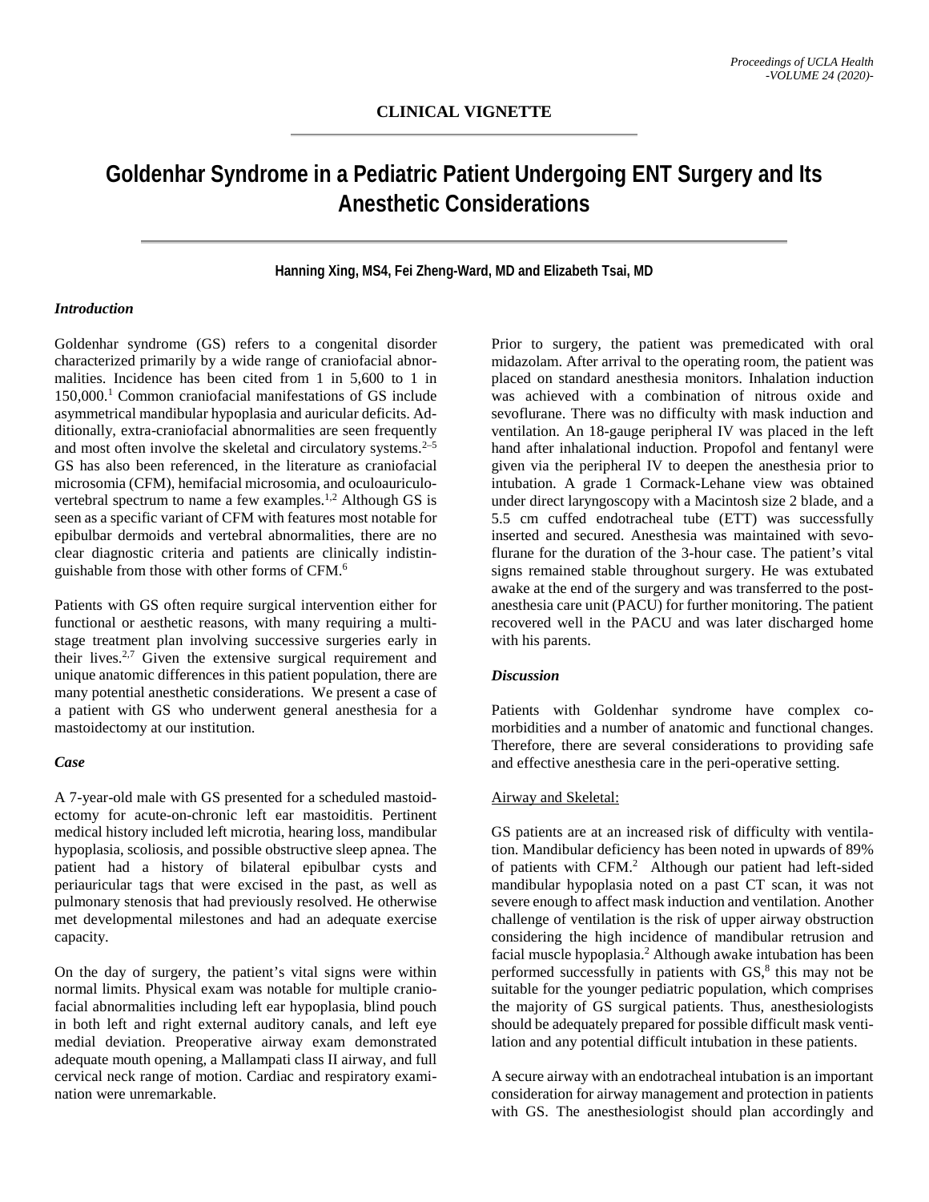## CLINICAL VIGNETTE

# Goldenhar Syndrome in a Pediatric Patient Undergoing ENT Surgery and Its Anesthetic Considerations

**Hanning Xing, MS4, Fei Zheng-Ward, MD and Elizabeth Tsai, MD**

### *Introduction*

Goldenhar syndrome (GS) refers to a congenital disorder characterized primarily by a wide range of craniofacial abnormalities. Incidence has been cited from 1 in 5,600 to 1 in 150,000.[1] Common craniofacial manifestations of GS include asymmetrical mandibular hypoplasia and auricular deficits. Additionally, extra-craniofacial abnormalities are seen frequently and most often involve the skeletal and circulatory systems.[2–5] GS has also been referenced, in the literature as craniofacial microsomia (CFM), hemifacial microsomia, and oculoauriculovertebral spectrum to name a few examples.[1,2] Although GS is seen as a specific variant of CFM with features most notable for epibulbar dermoids and vertebral abnormalities, there are no clear diagnostic criteria and patients are clinically indistinguishable from those with other forms of CFM.[6]

Patients with GS often require surgical intervention either for functional or aesthetic reasons, with many requiring a multistage treatment plan involving successive surgeries early in their lives.[2,7] Given the extensive surgical requirement and unique anatomic differences in this patient population, there are many potential anesthetic considerations. We present a case of a patient with GS who underwent general anesthesia for a mastoidectomy at our institution.

### *Case*

A 7-year-old male with GS presented for a scheduled mastoidectomy for acute-on-chronic left ear mastoiditis. Pertinent medical history included left microtia, hearing loss, mandibular hypoplasia, scoliosis, and possible obstructive sleep apnea. The patient had a history of bilateral epibulbar cysts and periauricular tags that were excised in the past, as well as pulmonary stenosis that had previously resolved. He otherwise met developmental milestones and had an adequate exercise capacity.

On the day of surgery, the patient's vital signs were within normal limits. Physical exam was notable for multiple craniofacial abnormalities including left ear hypoplasia, blind pouch in both left and right external auditory canals, and left eye medial deviation. Preoperative airway exam demonstrated adequate mouth opening, a Mallampati class II airway, and full cervical neck range of motion. Cardiac and respiratory examination were unremarkable.

Prior to surgery, the patient was premedicated with oral midazolam. After arrival to the operating room, the patient was placed on standard anesthesia monitors. Inhalation induction was achieved with a combination of nitrous oxide and sevoflurane. There was no difficulty with mask induction and ventilation. An 18-gauge peripheral IV was placed in the left hand after inhalational induction. Propofol and fentanyl were given via the peripheral IV to deepen the anesthesia prior to intubation. A grade 1 Cormack-Lehane view was obtained under direct laryngoscopy with a Macintosh size 2 blade, and a 5.5 cm cuffed endotracheal tube (ETT) was successfully inserted and secured. Anesthesia was maintained with sevoflurane for the duration of the 3-hour case. The patient's vital signs remained stable throughout surgery. He was extubated awake at the end of the surgery and was transferred to the post-anesthesia care unit (PACU) for further monitoring. The patient recovered well in the PACU and was later discharged home with his parents.

### *Discussion*

Patients with Goldenhar syndrome have complex comorbidities and a number of anatomic and functional changes. Therefore, there are several considerations to providing safe and effective anesthesia care in the peri-operative setting.

<u>Airway and Skeletal:</u>

GS patients are at an increased risk of difficulty with ventilation. Mandibular deficiency has been noted in upwards of 89% of patients with CFM.[2] Although our patient had left-sided mandibular hypoplasia noted on a past CT scan, it was not severe enough to affect mask induction and ventilation. Another challenge of ventilation is the risk of upper airway obstruction considering the high incidence of mandibular retrusion and facial muscle hypoplasia.[2] Although awake intubation has been performed successfully in patients with GS,[8] this may not be suitable for the younger pediatric population, which comprises the majority of GS surgical patients. Thus, anesthesiologists should be adequately prepared for possible difficult mask ventilation and any potential difficult intubation in these patients.

A secure airway with an endotracheal intubation is an important consideration for airway management and protection in patients with GS. The anesthesiologist should plan accordingly and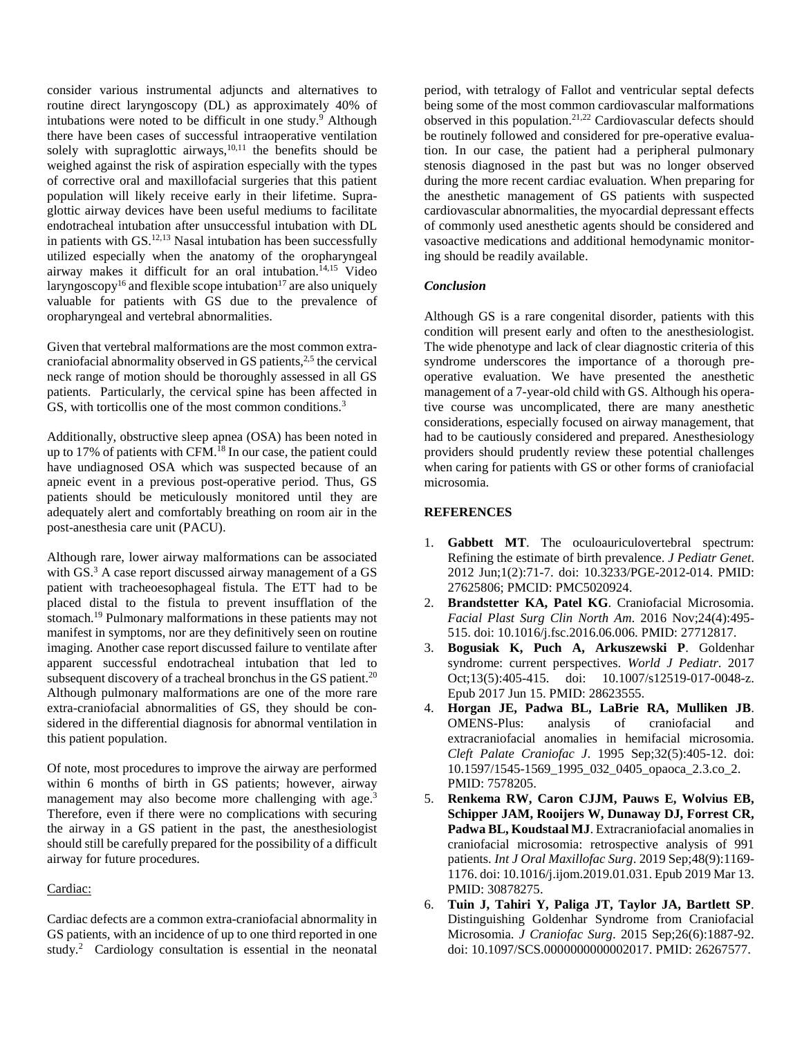consider various instrumental adjuncts and alternatives to routine direct laryngoscopy (DL) as approximately 40% of intubations were noted to be difficult in one study.[9] Although there have been cases of successful intraoperative ventilation solely with supraglottic airways,[10,11] the benefits should be weighed against the risk of aspiration especially with the types of corrective oral and maxillofacial surgeries that this patient population will likely receive early in their lifetime. Supraglottic airway devices have been useful mediums to facilitate endotracheal intubation after unsuccessful intubation with DL in patients with GS.[12,13] Nasal intubation has been successfully utilized especially when the anatomy of the oropharyngeal airway makes it difficult for an oral intubation.[14,15] Video laryngoscopy[16] and flexible scope intubation[17] are also uniquely valuable for patients with GS due to the prevalence of oropharyngeal and vertebral abnormalities.

Given that vertebral malformations are the most common extra-craniofacial abnormality observed in GS patients,[2,5] the cervical neck range of motion should be thoroughly assessed in all GS patients. Particularly, the cervical spine has been affected in GS, with torticollis one of the most common conditions.[3]

Additionally, obstructive sleep apnea (OSA) has been noted in up to 17% of patients with CFM.[18] In our case, the patient could have undiagnosed OSA which was suspected because of an apneic event in a previous post-operative period. Thus, GS patients should be meticulously monitored until they are adequately alert and comfortably breathing on room air in the post-anesthesia care unit (PACU).

Although rare, lower airway malformations can be associated with GS.[3] A case report discussed airway management of a GS patient with tracheoesophageal fistula. The ETT had to be placed distal to the fistula to prevent insufflation of the stomach.[19] Pulmonary malformations in these patients may not manifest in symptoms, nor are they definitively seen on routine imaging. Another case report discussed failure to ventilate after apparent successful endotracheal intubation that led to subsequent discovery of a tracheal bronchus in the GS patient.[20] Although pulmonary malformations are one of the more rare extra-craniofacial abnormalities of GS, they should be considered in the differential diagnosis for abnormal ventilation in this patient population.

Of note, most procedures to improve the airway are performed within 6 months of birth in GS patients; however, airway management may also become more challenging with age.[3] Therefore, even if there were no complications with securing the airway in a GS patient in the past, the anesthesiologist should still be carefully prepared for the possibility of a difficult airway for future procedures.

Cardiac:

Cardiac defects are a common extra-craniofacial abnormality in GS patients, with an incidence of up to one third reported in one study.[2] Cardiology consultation is essential in the neonatal period, with tetralogy of Fallot and ventricular septal defects being some of the most common cardiovascular malformations observed in this population.[21,22] Cardiovascular defects should be routinely followed and considered for pre-operative evaluation. In our case, the patient had a peripheral pulmonary stenosis diagnosed in the past but was no longer observed during the more recent cardiac evaluation. When preparing for the anesthetic management of GS patients with suspected cardiovascular abnormalities, the myocardial depressant effects of commonly used anesthetic agents should be considered and vasoactive medications and additional hemodynamic monitoring should be readily available.

### *Conclusion*

Although GS is a rare congenital disorder, patients with this condition will present early and often to the anesthesiologist. The wide phenotype and lack of clear diagnostic criteria of this syndrome underscores the importance of a thorough pre-operative evaluation. We have presented the anesthetic management of a 7-year-old child with GS. Although his operative course was uncomplicated, there are many anesthetic considerations, especially focused on airway management, that had to be cautiously considered and prepared. Anesthesiology providers should prudently review these potential challenges when caring for patients with GS or other forms of craniofacial microsomia.

### REFERENCES

1. **Gabbett MT**. The oculoauriculovertebral spectrum: Refining the estimate of birth prevalence. *J Pediatr Genet*. 2012 Jun;1(2):71-7. doi: 10.3233/PGE-2012-014. PMID: 27625806; PMCID: PMC5020924.
2. **Brandstetter KA, Patel KG**. Craniofacial Microsomia. *Facial Plast Surg Clin North Am*. 2016 Nov;24(4):495-515. doi: 10.1016/j.fsc.2016.06.006. PMID: 27712817.
3. **Bogusiak K, Puch A, Arkuszewski P**. Goldenhar syndrome: current perspectives. *World J Pediatr*. 2017 Oct;13(5):405-415. doi: 10.1007/s12519-017-0048-z. Epub 2017 Jun 15. PMID: 28623555.
4. **Horgan JE, Padwa BL, LaBrie RA, Mulliken JB**. OMENS-Plus: analysis of craniofacial and extracraniofacial anomalies in hemifacial microsomia. *Cleft Palate Craniofac J*. 1995 Sep;32(5):405-12. doi: 10.1597/1545-1569_1995_032_0405_opaoca_2.3.co_2. PMID: 7578205.
5. **Renkema RW, Caron CJJM, Pauws E, Wolvius EB, Schipper JAM, Rooijers W, Dunaway DJ, Forrest CR, Padwa BL, Koudstaal MJ**. Extracranial anomalies in craniofacial microsomia: retrospective analysis of 991 patients. *Int J Oral Maxillofac Surg*. 2019 Sep;48(9):1169-1176. doi: 10.1016/j.ijom.2019.01.031. Epub 2019 Mar 13. PMID: 30878275.
6. **Tuin J, Tahiri Y, Paliga JT, Taylor JA, Bartlett SP**. Distinguishing Goldenhar Syndrome from Craniofacial Microsomia. *J Craniofac Surg*. 2015 Sep;26(6):1887-92. doi: 10.1097/SCS.0000000000002017. PMID: 26267577.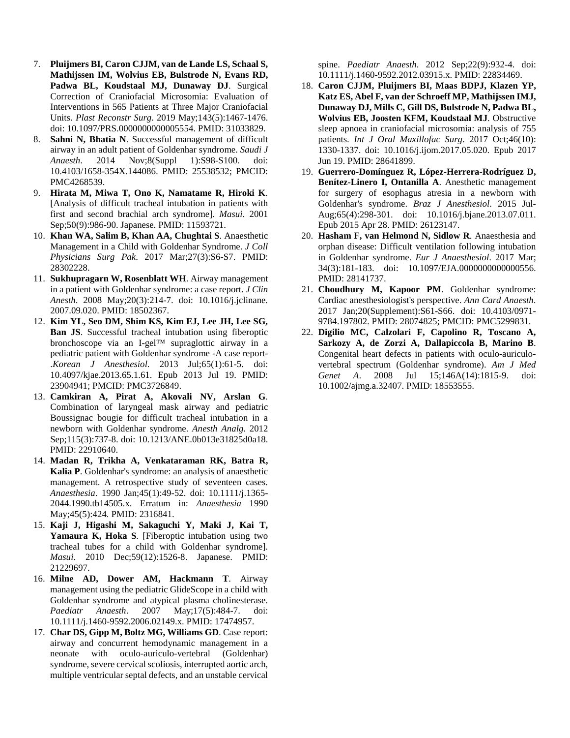7. **Pluijmers BI, Caron CJJM, van de Lande LS, Schaal S, Mathijssen IM, Wolvius EB, Bulstrode N, Evans RD, Padwa BL, Koudstaal MJ, Dunaway DJ**. Surgical Correction of Craniofacial Microsomia: Evaluation of Interventions in 565 Patients at Three Major Craniofacial Units. *Plast Reconstr Surg*. 2019 May;143(5):1467-1476. doi: 10.1097/PRS.0000000000005554. PMID: 31033829.
8. **Sahni N, Bhatia N**. Successful management of difficult airway in an adult patient of Goldenhar syndrome. *Saudi J Anaesth*. 2014 Nov;8(Suppl 1):S98-S100. doi: 10.4103/1658-354X.144086. PMID: 25538532; PMCID: PMC4268539.
9. **Hirata M, Miwa T, Ono K, Namatame R, Hiroki K**. [Analysis of difficult tracheal intubation in patients with first and second brachial arch syndrome]. *Masui*. 2001 Sep;50(9):986-90. Japanese. PMID: 11593721.
10. **Khan WA, Salim B, Khan AA, Chughtai S**. Anaesthetic Management in a Child with Goldenhar Syndrome. *J Coll Physicians Surg Pak*. 2017 Mar;27(3):S6-S7. PMID: 28302228.
11. **Sukhupragarn W, Rosenblatt WH**. Airway management in a patient with Goldenhar syndrome: a case report. *J Clin Anesth*. 2008 May;20(3):214-7. doi: 10.1016/j.jclinane. 2007.09.020. PMID: 18502367.
12. **Kim YL, Seo DM, Shim KS, Kim EJ, Lee JH, Lee SG, Ban JS**. Successful tracheal intubation using fiberoptic bronchoscope via an I-gel™ supraglottic airway in a pediatric patient with Goldenhar syndrome -A case report- .*Korean J Anesthesiol*. 2013 Jul;65(1):61-5. doi: 10.4097/kjae.2013.65.1.61. Epub 2013 Jul 19. PMID: 23904941; PMCID: PMC3726849.
13. **Camkiran A, Pirat A, Akovali NV, Arslan G**. Combination of laryngeal mask airway and pediatric Boussignac bougie for difficult tracheal intubation in a newborn with Goldenhar syndrome. *Anesth Analg*. 2012 Sep;115(3):737-8. doi: 10.1213/ANE.0b013e31825d0a18. PMID: 22910640.
14. **Madan R, Trikha A, Venkataraman RK, Batra R, Kalia P**. Goldenhar's syndrome: an analysis of anaesthetic management. A retrospective study of seventeen cases. *Anaesthesia*. 1990 Jan;45(1):49-52. doi: 10.1111/j.1365-2044.1990.tb14505.x. Erratum in: *Anaesthesia* 1990 May;45(5):424. PMID: 2316841.
15. **Kaji J, Higashi M, Sakaguchi Y, Maki J, Kai T, Yamaura K, Hoka S**. [Fiberoptic intubation using two tracheal tubes for a child with Goldenhar syndrome]. *Masui*. 2010 Dec;59(12):1526-8. Japanese. PMID: 21229697.
16. **Milne AD, Dower AM, Hackmann T**. Airway management using the pediatric GlideScope in a child with Goldenhar syndrome and atypical plasma cholinesterase. *Paediatr Anaesth*. 2007 May;17(5):484-7. doi: 10.1111/j.1460-9592.2006.02149.x. PMID: 17474957.
17. **Char DS, Gipp M, Boltz MG, Williams GD**. Case report: airway and concurrent hemodynamic management in a neonate with oculo-auriculo-vertebral (Goldenhar) syndrome, severe cervical scoliosis, interrupted aortic arch, multiple ventricular septal defects, and an unstable cervical spine. *Paediatr Anaesth*. 2012 Sep;22(9):932-4. doi: 10.1111/j.1460-9592.2012.03915.x. PMID: 22834469.
18. **Caron CJJM, Pluijmers BI, Maas BDPJ, Klazen YP, Katz ES, Abel F, van der Schroeff MP, Mathijssen IMJ, Dunaway DJ, Mills C, Gill DS, Bulstrode N, Padwa BL, Wolvius EB, Joosten KFM, Koudstaal MJ**. Obstructive sleep apnoea in craniofacial microsomia: analysis of 755 patients. *Int J Oral Maxillofac Surg*. 2017 Oct;46(10): 1330-1337. doi: 10.1016/j.ijom.2017.05.020. Epub 2017 Jun 19. PMID: 28641899.
19. **Guerrero-Domínguez R, López-Herrera-Rodríguez D, Benítez-Linero I, Ontanilla A**. Anesthetic management for surgery of esophagus atresia in a newborn with Goldenhar's syndrome. *Braz J Anesthesiol*. 2015 Jul-Aug;65(4):298-301. doi: 10.1016/j.bjane.2013.07.011. Epub 2015 Apr 28. PMID: 26123147.
20. **Hasham F, van Helmond N, Sidlow R**. Anaesthesia and orphan disease: Difficult ventilation following intubation in Goldenhar syndrome. *Eur J Anaesthesiol*. 2017 Mar; 34(3):181-183. doi: 10.1097/EJA.0000000000000556. PMID: 28141737.
21. **Choudhury M, Kapoor PM**. Goldenhar syndrome: Cardiac anesthesiologist's perspective. *Ann Card Anaesth*. 2017 Jan;20(Supplement):S61-S66. doi: 10.4103/0971-9784.197802. PMID: 28074825; PMCID: PMC5299831.
22. **Digilio MC, Calzolari F, Capolino R, Toscano A, Sarkozy A, de Zorzi A, Dallapiccola B, Marino B**. Congenital heart defects in patients with oculo-auriculo-vertebral spectrum (Goldenhar syndrome). *Am J Med Genet A*. 2008 Jul 15;146A(14):1815-9. doi: 10.1002/ajmg.a.32407. PMID: 18553555.